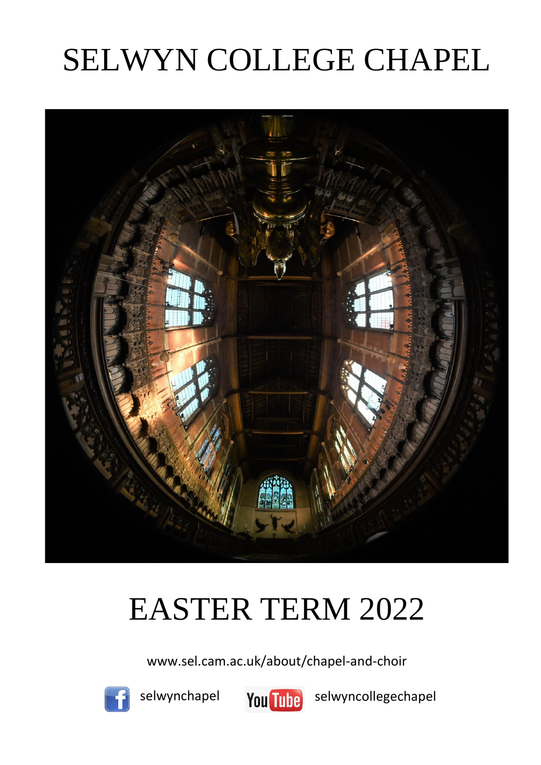# SELWYN COLLEGE CHAPEL

# EASTER TERM 2022

www.sel.cam.ac.uk/about/chapel-and-choir

selwynchapel

selwyncollegechapel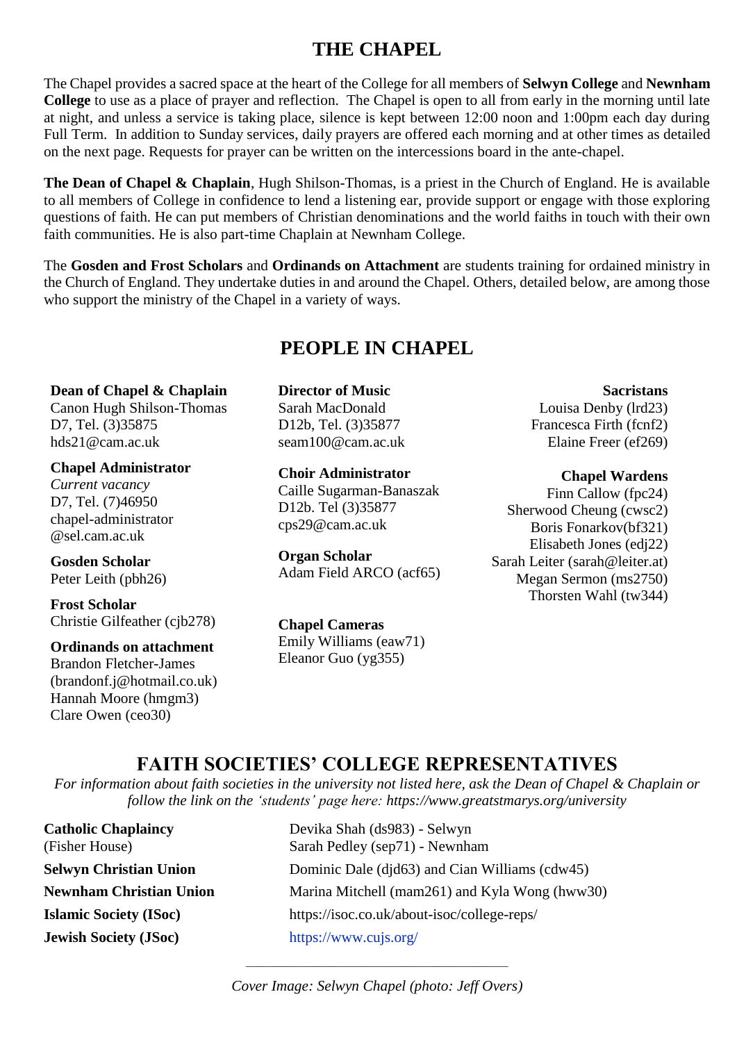# THE CHAPEL

The Chapel provides a sacred space at the heart of the College for all members of **Selwyn College** and **Newnham College** to use as a place of prayer and reflection. The Chapel is open to all from early in the morning until late at night, and unless a service is taking place, silence is kept between 12:00 noon and 1:00pm each day during Full Term. In addition to Sunday services, daily prayers are offered each morning and at other times as detailed on the next page. Requests for prayer can be written on the intercessions board in the ante-chapel.

**The Dean of Chapel & Chaplain**, Hugh Shilson-Thomas, is a priest in the Church of England. He is available to all members of College in confidence to lend a listening ear, provide support or engage with those exploring questions of faith. He can put members of Christian denominations and the world faiths in touch with their own faith communities. He is also part-time Chaplain at Newnham College.

The **Gosden and Frost Scholars** and **Ordinands on Attachment** are students training for ordained ministry in the Church of England. They undertake duties in and around the Chapel. Others, detailed below, are among those who support the ministry of the Chapel in a variety of ways.

# PEOPLE IN CHAPEL

**Dean of Chapel & Chaplain**
Canon Hugh Shilson-Thomas
D7, Tel. (3)35875
hds21@cam.ac.uk

**Chapel Administrator**
*Current vacancy*
D7, Tel. (7)46950
chapel-administrator
@sel.cam.ac.uk

**Gosden Scholar**
Peter Leith (pbh26)

**Frost Scholar**
Christie Gilfeather (cjb278)

**Ordinands on attachment**
Brandon Fletcher-James
(brandonf.j@hotmail.co.uk)
Hannah Moore (hmgm3)
Clare Owen (ceo30)

**Director of Music**
Sarah MacDonald
D12b, Tel. (3)35877
seam100@cam.ac.uk

**Choir Administrator**
Caille Sugarman-Banaszak
D12b. Tel (3)35877
cps29@cam.ac.uk

**Organ Scholar**
Adam Field ARCO (acf65)

**Chapel Cameras**
Emily Williams (eaw71)
Eleanor Guo (yg355)

**Sacristans**
Louisa Denby (lrd23)
Francesca Firth (fcnf2)
Elaine Freer (ef269)

**Chapel Wardens**
Finn Callow (fpc24)
Sherwood Cheung (cwsc2)
Boris Fonarkov(bf321)
Elisabeth Jones (edj22)
Sarah Leiter (sarah@leiter.at)
Megan Sermon (ms2750)
Thorsten Wahl (tw344)

# FAITH SOCIETIES' COLLEGE REPRESENTATIVES

*For information about faith societies in the university not listed here, ask the Dean of Chapel & Chaplain or follow the link on the 'students' page here: https://www.greatstmarys.org/university*

**Catholic Chaplaincy** (Fisher House) — Devika Shah (ds983) - Selwyn; Sarah Pedley (sep71) - Newnham

**Selwyn Christian Union** — Dominic Dale (djd63) and Cian Williams (cdw45)

**Newnham Christian Union** — Marina Mitchell (mam261) and Kyla Wong (hww30)

**Islamic Society (ISoc)** — https://isoc.co.uk/about-isoc/college-reps/

**Jewish Society (JSoc)** — https://www.cujs.org/

---

*Cover Image: Selwyn Chapel (photo: Jeff Overs)*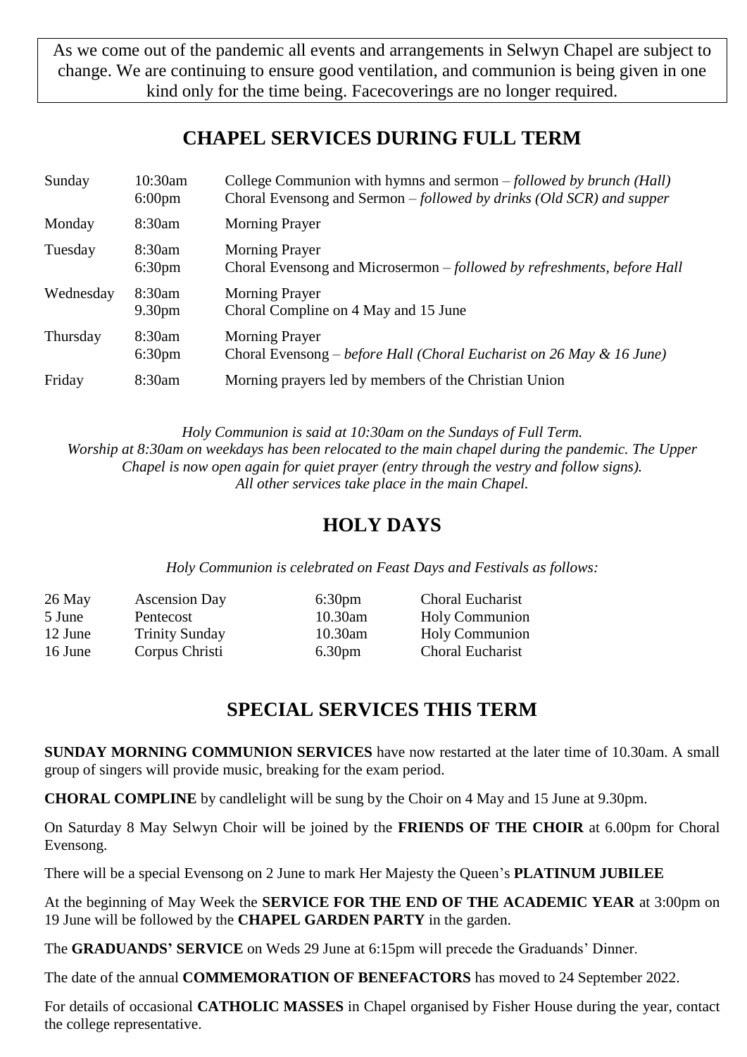As we come out of the pandemic all events and arrangements in Selwyn Chapel are subject to change. We are continuing to ensure good ventilation, and communion is being given in one kind only for the time being. Facecoverings are no longer required.

## CHAPEL SERVICES DURING FULL TERM

| | | |
|---|---|---|
| Sunday | 10:30am<br>6:00pm | College Communion with hymns and sermon – *followed by brunch (Hall)*<br>Choral Evensong and Sermon – *followed by drinks (Old SCR) and supper* |
| Monday | 8:30am | Morning Prayer |
| Tuesday | 8:30am<br>6:30pm | Morning Prayer<br>Choral Evensong and Microsermon – *followed by refreshments, before Hall* |
| Wednesday | 8:30am<br>9.30pm | Morning Prayer<br>Choral Compline on 4 May and 15 June |
| Thursday | 8:30am<br>6:30pm | Morning Prayer<br>Choral Evensong – *before Hall (Choral Eucharist on 26 May & 16 June)* |
| Friday | 8:30am | Morning prayers led by members of the Christian Union |

*Holy Communion is said at 10:30am on the Sundays of Full Term.*
*Worship at 8:30am on weekdays has been relocated to the main chapel during the pandemic. The Upper Chapel is now open again for quiet prayer (entry through the vestry and follow signs).*
*All other services take place in the main Chapel.*

## HOLY DAYS

*Holy Communion is celebrated on Feast Days and Festivals as follows:*

| | | | |
|---|---|---|---|
| 26 May | Ascension Day | 6:30pm | Choral Eucharist |
| 5 June | Pentecost | 10.30am | Holy Communion |
| 12 June | Trinity Sunday | 10.30am | Holy Communion |
| 16 June | Corpus Christi | 6.30pm | Choral Eucharist |

## SPECIAL SERVICES THIS TERM

**SUNDAY MORNING COMMUNION SERVICES** have now restarted at the later time of 10.30am. A small group of singers will provide music, breaking for the exam period.

**CHORAL COMPLINE** by candlelight will be sung by the Choir on 4 May and 15 June at 9.30pm.

On Saturday 8 May Selwyn Choir will be joined by the **FRIENDS OF THE CHOIR** at 6.00pm for Choral Evensong.

There will be a special Evensong on 2 June to mark Her Majesty the Queen's **PLATINUM JUBILEE**

At the beginning of May Week the **SERVICE FOR THE END OF THE ACADEMIC YEAR** at 3:00pm on 19 June will be followed by the **CHAPEL GARDEN PARTY** in the garden.

The **GRADUANDS' SERVICE** on Weds 29 June at 6:15pm will precede the Graduands' Dinner.

The date of the annual **COMMEMORATION OF BENEFACTORS** has moved to 24 September 2022.

For details of occasional **CATHOLIC MASSES** in Chapel organised by Fisher House during the year, contact the college representative.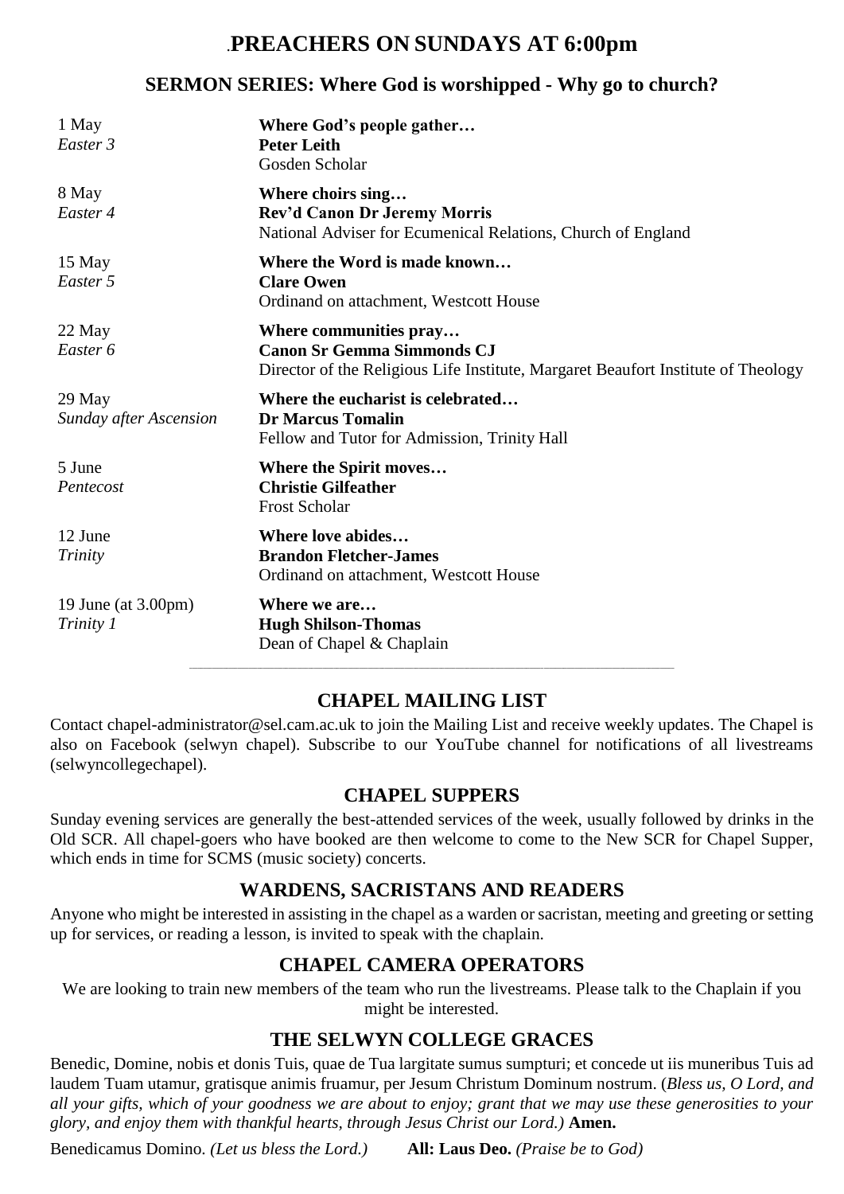# PREACHERS ON SUNDAYS AT 6:00pm

## SERMON SERIES: Where God is worshipped - Why go to church?

| | |
|---|---|
| 1 May<br>*Easter 3* | **Where God's people gather…**<br>**Peter Leith**<br>Gosden Scholar |
| 8 May<br>*Easter 4* | **Where choirs sing…**<br>**Rev'd Canon Dr Jeremy Morris**<br>National Adviser for Ecumenical Relations, Church of England |
| 15 May<br>*Easter 5* | **Where the Word is made known…**<br>**Clare Owen**<br>Ordinand on attachment, Westcott House |
| 22 May<br>*Easter 6* | **Where communities pray…**<br>**Canon Sr Gemma Simmonds CJ**<br>Director of the Religious Life Institute, Margaret Beaufort Institute of Theology |
| 29 May<br>*Sunday after Ascension* | **Where the eucharist is celebrated…**<br>**Dr Marcus Tomalin**<br>Fellow and Tutor for Admission, Trinity Hall |
| 5 June<br>*Pentecost* | **Where the Spirit moves…**<br>**Christie Gilfeather**<br>Frost Scholar |
| 12 June<br>*Trinity* | **Where love abides…**<br>**Brandon Fletcher-James**<br>Ordinand on attachment, Westcott House |
| 19 June (at 3.00pm)<br>*Trinity 1* | **Where we are…**<br>**Hugh Shilson-Thomas**<br>Dean of Chapel & Chaplain |

## CHAPEL MAILING LIST

Contact chapel-administrator@sel.cam.ac.uk to join the Mailing List and receive weekly updates. The Chapel is also on Facebook (selwyn chapel). Subscribe to our YouTube channel for notifications of all livestreams (selwyncollegechapel).

## CHAPEL SUPPERS

Sunday evening services are generally the best-attended services of the week, usually followed by drinks in the Old SCR. All chapel-goers who have booked are then welcome to come to the New SCR for Chapel Supper, which ends in time for SCMS (music society) concerts.

## WARDENS, SACRISTANS AND READERS

Anyone who might be interested in assisting in the chapel as a warden or sacristan, meeting and greeting or setting up for services, or reading a lesson, is invited to speak with the chaplain.

## CHAPEL CAMERA OPERATORS

We are looking to train new members of the team who run the livestreams. Please talk to the Chaplain if you might be interested.

## THE SELWYN COLLEGE GRACES

Benedic, Domine, nobis et donis Tuis, quae de Tua largitate sumus sumpturi; et concede ut iis muneribus Tuis ad laudem Tuam utamur, gratisque animis fruamur, per Jesum Christum Dominum nostrum. (*Bless us, O Lord, and all your gifts, which of your goodness we are about to enjoy; grant that we may use these generosities to your glory, and enjoy them with thankful hearts, through Jesus Christ our Lord.*) **Amen.**

Benedicamus Domino. *(Let us bless the Lord.)* **All: Laus Deo.** *(Praise be to God)*